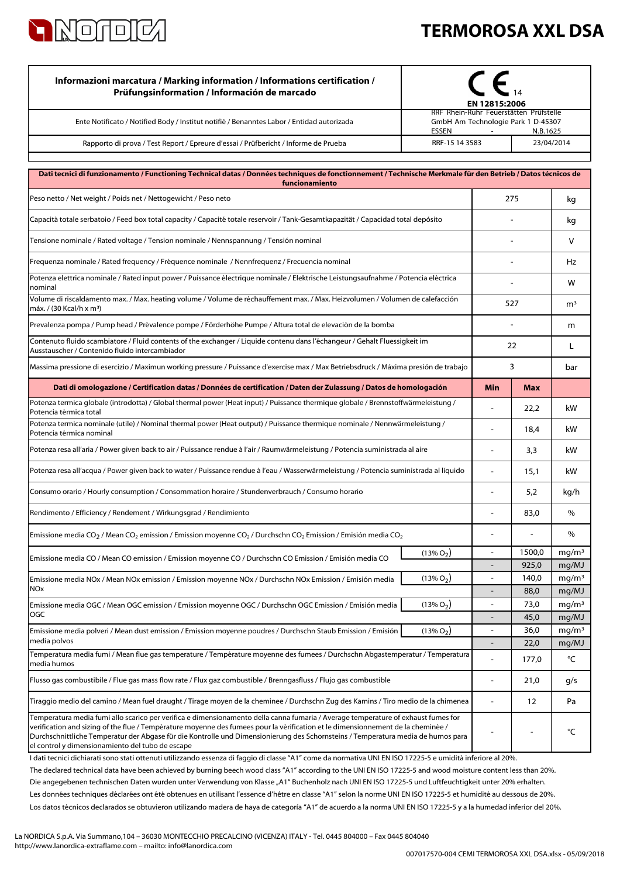# TERMOROSA XXL DSA

| Informazioni marcatura / Marking information / Informations certification / Prüfungsinformation / Información de marcado | CE 14 EN 12815:2006 | |
|---|---|---|
| Ente Notificato / Notified Body / Institut notifiè / Benanntes Labor / Entidad autorizada | RRF Rhein-Ruhr Feuerstätten Prüfstelle GmbH Am Technologie Park 1 D-45307 ESSEN - N.B.1625 | |
| Rapporto di prova / Test Report / Epreure d'essai / Prüfbericht / Informe de Prueba | RRF-15 14 3583 | 23/04/2014 |

| Dati tecnici di funzionamento / Functioning Technical datas / Données techniques de fonctionnement / Technische Merkmale für den Betrieb / Datos técnicos de funcionamiento | | | | |
|---|---|---|---|---|
| Peso netto / Net weight / Poids net / Nettogewicht / Peso neto | | 275 | | kg |
| Capacità totale serbatoio / Feed box total capacity / Capacité totale reservoir / Tank-Gesamtkapazität / Capacidad total depósito | | - | | kg |
| Tensione nominale / Rated voltage / Tension nominale / Nennspannung / Tensión nominal | | - | | V |
| Frequenza nominale / Rated frequency / Fréquence nominale / Nennfrequenz / Frecuencia nominal | | - | | Hz |
| Potenza elettrica nominale / Rated input power / Puissance électrique nominale / Elektrische Leistungsaufnahme / Potencia eléctrica nominal | | - | | W |
| Volume di riscaldamento max. / Max. heating volume / Volume de réchauffement max. / Max. Heizvolumen / Volumen de calefacción máx. / (30 Kcal/h x m³) | | 527 | | m³ |
| Prevalenza pompa / Pump head / Prévalence pompe / Förderhöhe Pumpe / Altura total de elevaciòn de la bomba | | - | | m |
| Contenuto fluido scambiatore / Fluid contents of the exchanger / Liquide contenu dans l'échangeur / Gehalt Fluessigkeit im Ausstauscher / Contenido fluido intercambiador | | 22 | | L |
| Massima pressione di esercizio / Maximun working pressure / Puissance d'exercise max / Max Betriebsdruck / Máxima presión de trabajo | | 3 | | bar |
| **Dati di omologazione / Certification datas / Données de certification / Daten der Zulassung / Datos de homologación** | | **Min** | **Max** | |
| Potenza termica globale (introdotta) / Global thermal power (Heat input) / Puissance thermique globale / Brennstoffwärmeleistung / Potencia térmica total | | - | 22,2 | kW |
| Potenza termica nominale (utile) / Nominal thermal power (Heat output) / Puissance thermique nominale / Nennwärmeleistung / Potencia térmica nominal | | - | 18,4 | kW |
| Potenza resa all'aria / Power given back to air / Puissance rendue à l'air / Raumwärmeleistung / Potencia suministrada al aire | | - | 3,3 | kW |
| Potenza resa all'acqua / Power given back to water / Puissance rendue à l'eau / Wasserwärmeleistung / Potencia suministrada al líquido | | - | 15,1 | kW |
| Consumo orario / Hourly consumption / Consommation horaire / Stundenverbrauch / Consumo horario | | - | 5,2 | kg/h |
| Rendimento / Efficiency / Rendement / Wirkungsgrad / Rendimiento | | - | 83,0 | % |
| Emissione media $CO_2$ / Mean $CO_2$ emission / Emission moyenne $CO_2$ / Durchschn $CO_2$ Emission / Emisión media $CO_2$ | | - | - | % |
| Emissione media CO / Mean CO emission / Emission moyenne CO / Durchschn CO Emission / Emisión media CO | (13% $O_2$) | - | 1500,0 | mg/m³ |
| | | - | 925,0 | mg/MJ |
| Emissione media NOx / Mean NOx emission / Emission moyenne NOx / Durchschn NOx Emission / Emisión media NOx | (13% $O_2$) | - | 140,0 | mg/m³ |
| | | - | 88,0 | mg/MJ |
| Emissione media OGC / Mean OGC emission / Emission moyenne OGC / Durchschn OGC Emission / Emisión media OGC | (13% $O_2$) | - | 73,0 | mg/m³ |
| | | - | 45,0 | mg/MJ |
| Emissione media polveri / Mean dust emission / Emission moyenne poudres / Durchschn Staub Emission / Emisión media polvos | (13% $O_2$) | - | 36,0 | mg/m³ |
| | | - | 22,0 | mg/MJ |
| Temperatura media fumi / Mean flue gas temperature / Température moyenne des fumees / Durchschn Abgastemperatur / Temperatura media humos | | - | 177,0 | °C |
| Flusso gas combustibile / Flue gas mass flow rate / Flux gaz combustible / Brenngasfluss / Flujo gas combustible | | - | 21,0 | g/s |
| Tiraggio medio del camino / Mean fuel draught / Tirage moyen de la cheminee / Durchschn Zug des Kamins / Tiro medio de la chimenea | | - | 12 | Pa |
| Temperatura media fumi allo scarico per verifica e dimensionamento della canna fumaria / Average temperature of exhaust fumes for verification and sizing of the flue / Température moyenne des fumees pour la vérification et le dimensionnement de la cheminée / Durchschnittliche Temperatur der Abgase für die Kontrolle und Dimensionierung des Schornsteins / Temperatura media de humos para el control y dimensionamiento del tubo de escape | | - | - | °C |

I dati tecnici dichiarati sono stati ottenuti utilizzando essenza di faggio di classe "A1" come da normativa UNI EN ISO 17225-5 e umidità inferiore al 20%.

The declared technical data have been achieved by burning beech wood class "A1" according to the UNI EN ISO 17225-5 and wood moisture content less than 20%.

Die angegebenen technischen Daten wurden unter Verwendung von Klasse „A1" Buchenholz nach UNI EN ISO 17225-5 und Luftfeuchtigkeit unter 20% erhalten.

Les données techniques déclarées ont été obtenues en utilisant l'essence d'hêtre en classe "A1" selon la norme UNI EN ISO 17225-5 et humidité au dessous de 20%.

Los datos técnicos declarados se obtuvieron utilizando madera de haya de categoría "A1" de acuerdo a la norma UNI EN ISO 17225-5 y a la humedad inferior del 20%.

La NORDICA S.p.A. Via Summano,104 – 36030 MONTECCHIO PRECALCINO (VICENZA) ITALY - Tel. 0445 804000 – Fax 0445 804040
http://www.lanordica-extraflame.com – mailto: info@lanordica.com

007017570-004 CEMI TERMOROSA XXL DSA.xlsx - 05/09/2018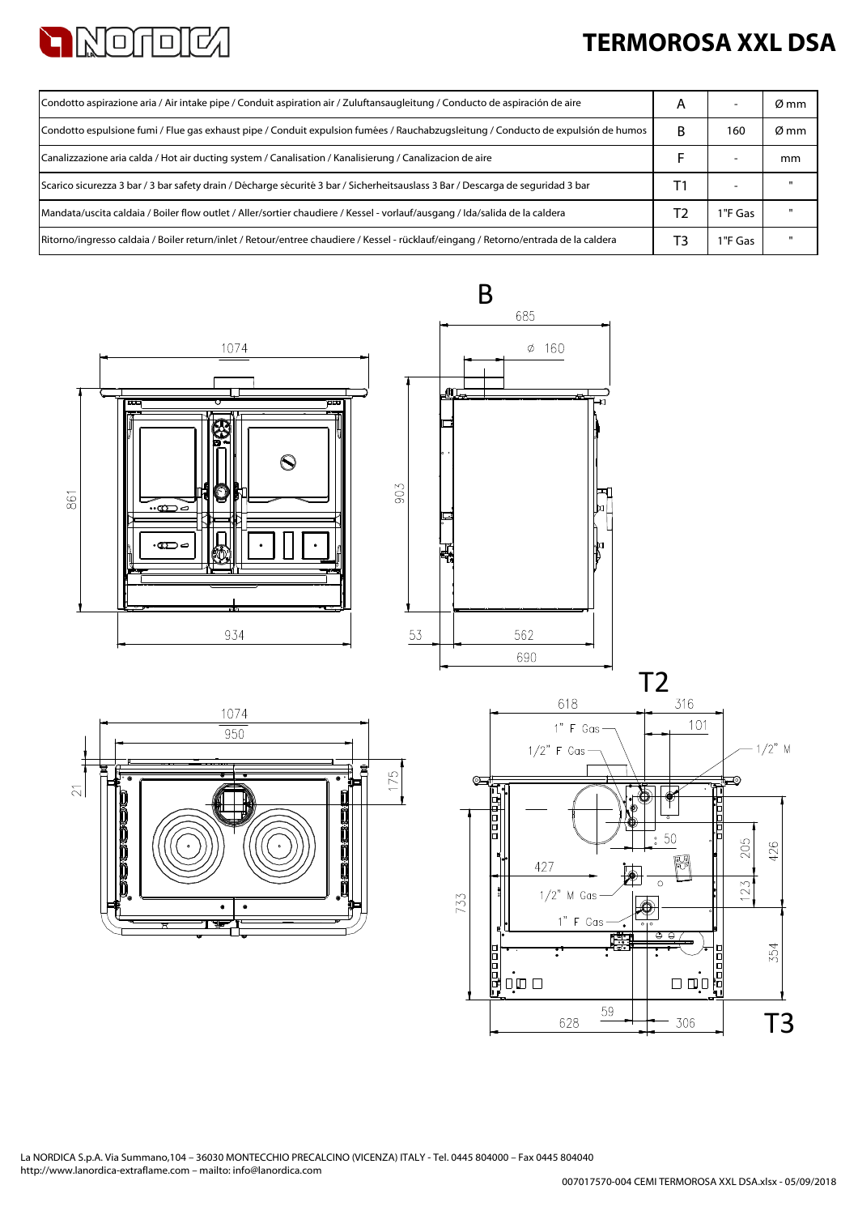# TERMOROSA XXL DSA

| | | | |
|---|---|---|---|
| Condotto aspirazione aria / Air intake pipe / Conduit aspiration air / Zuluftansaugleitung / Conducto de aspiración de aire | A | - | Ø mm |
| Condotto espulsione fumi / Flue gas exhaust pipe / Conduit expulsion fumées / Rauchabzugsleitung / Conducto de expulsión de humos | B | 160 | Ø mm |
| Canalizzazione aria calda / Hot air ducting system / Canalisation / Kanalisierung / Canalizacion de aire | F | - | mm |
| Scarico sicurezza 3 bar / 3 bar safety drain / Décharge sécurité 3 bar / Sicherheitsauslass 3 Bar / Descarga de seguridad 3 bar | T1 | - | " |
| Mandata/uscita caldaia / Boiler flow outlet / Aller/sortier chaudiere / Kessel - vorlauf/ausgang / Ida/salida de la caldera | T2 | 1"F Gas | " |
| Ritorno/ingresso caldaia / Boiler return/inlet / Retour/entree chaudiere / Kessel - rücklauf/eingang / Retorno/entrada de la caldera | T3 | 1"F Gas | " |

B
685
Ø 160
1074
861
903
934
53
562
690
1074
950
21
175
T2
618
316
101
1" F Gas
1/2" F Gas
1/2" M
50
205
426
427
123
733
1/2" M Gas
1" F Gas
354
59
628
306
T3

La NORDICA S.p.A. Via Summano,104 – 36030 MONTECCHIO PRECALCINO (VICENZA) ITALY - Tel. 0445 804000 – Fax 0445 804040
http://www.lanordica-extraflame.com – mailto: info@lanordica.com

007017570-004 CEMI TERMOROSA XXL DSA.xlsx - 05/09/2018